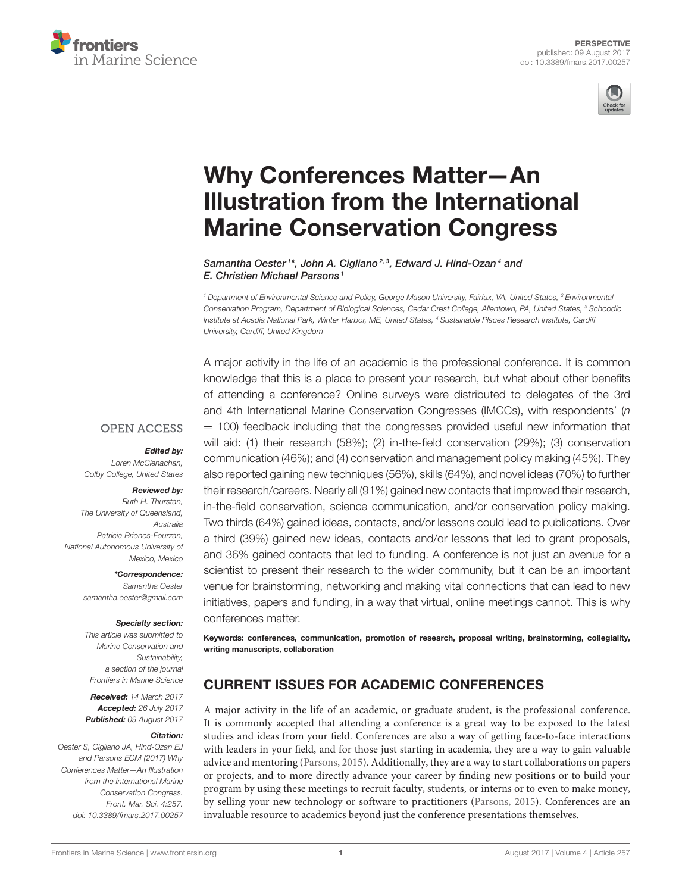PERSPECTIVE
published: 09 August 2017
doi: 10.3389/fmars.2017.00257

# Why Conferences Matter—An Illustration from the International Marine Conservation Congress

*Samantha Oester[1]\*, John A. Cigliano[2,3], Edward J. Hind-Ozan[4] and E. Christien Michael Parsons[1]*

[1] Department of Environmental Science and Policy, George Mason University, Fairfax, VA, United States, [2] Environmental Conservation Program, Department of Biological Sciences, Cedar Crest College, Allentown, PA, United States, [3] Schoodic Institute at Acadia National Park, Winter Harbor, ME, United States, [4] Sustainable Places Research Institute, Cardiff University, Cardiff, United Kingdom

OPEN ACCESS

***Edited by:***
*Loren McClenachan, Colby College, United States*

***Reviewed by:***
*Ruth H. Thurstan, The University of Queensland, Australia*
*Patricia Briones-Fourzan, National Autonomous University of Mexico, Mexico*

***\*Correspondence:***
*Samantha Oester*
*samantha.oester@gmail.com*

***Specialty section:***
*This article was submitted to Marine Conservation and Sustainability, a section of the journal Frontiers in Marine Science*

***Received:*** *14 March 2017*
***Accepted:*** *26 July 2017*
***Published:*** *09 August 2017*

***Citation:***
*Oester S, Cigliano JA, Hind-Ozan EJ and Parsons ECM (2017) Why Conferences Matter—An Illustration from the International Marine Conservation Congress. Front. Mar. Sci. 4:257. doi: 10.3389/fmars.2017.00257*

A major activity in the life of an academic is the professional conference. It is common knowledge that this is a place to present your research, but what about other benefits of attending a conference? Online surveys were distributed to delegates of the 3rd and 4th International Marine Conservation Congresses (IMCCs), with respondents' ($n = 100$) feedback including that the congresses provided useful new information that will aid: (1) their research (58%); (2) in-the-field conservation (29%); (3) conservation communication (46%); and (4) conservation and management policy making (45%). They also reported gaining new techniques (56%), skills (64%), and novel ideas (70%) to further their research/careers. Nearly all (91%) gained new contacts that improved their research, in-the-field conservation, science communication, and/or conservation policy making. Two thirds (64%) gained ideas, contacts, and/or lessons could lead to publications. Over a third (39%) gained new ideas, contacts and/or lessons that led to grant proposals, and 36% gained contacts that led to funding. A conference is not just an avenue for a scientist to present their research to the wider community, but it can be an important venue for brainstorming, networking and making vital connections that can lead to new initiatives, papers and funding, in a way that virtual, online meetings cannot. This is why conferences matter.

**Keywords: conferences, communication, promotion of research, proposal writing, brainstorming, collegiality, writing manuscripts, collaboration**

## CURRENT ISSUES FOR ACADEMIC CONFERENCES

A major activity in the life of an academic, or graduate student, is the professional conference. It is commonly accepted that attending a conference is a great way to be exposed to the latest studies and ideas from your field. Conferences are also a way of getting face-to-face interactions with leaders in your field, and for those just starting in academia, they are a way to gain valuable advice and mentoring (Parsons, 2015). Additionally, they are a way to start collaborations on papers or projects, and to more directly advance your career by finding new positions or to build your program by using these meetings to recruit faculty, students, or interns or to even to make money, by selling your new technology or software to practitioners (Parsons, 2015). Conferences are an invaluable resource to academics beyond just the conference presentations themselves.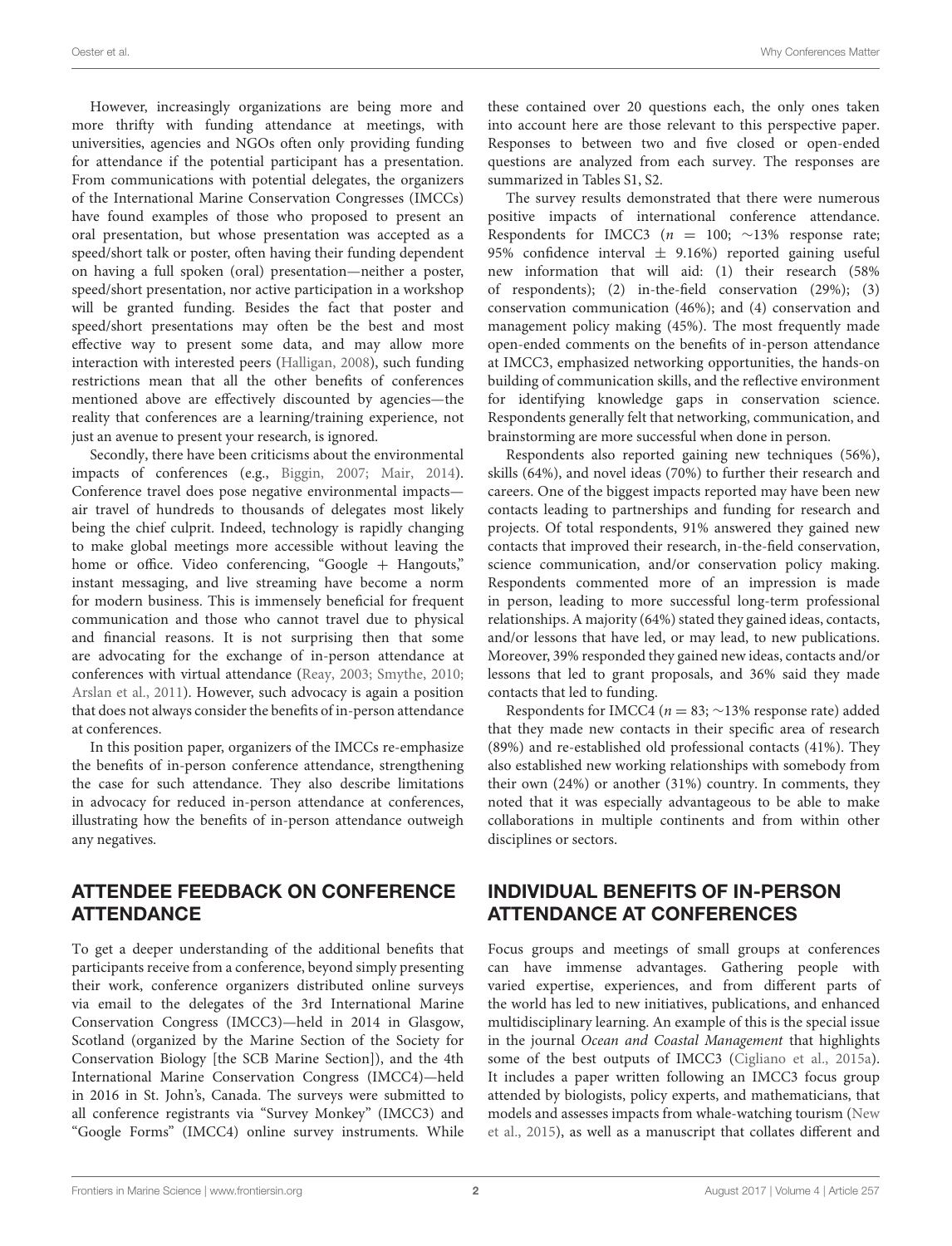However, increasingly organizations are being more and more thrifty with funding attendance at meetings, with universities, agencies and NGOs often only providing funding for attendance if the potential participant has a presentation. From communications with potential delegates, the organizers of the International Marine Conservation Congresses (IMCCs) have found examples of those who proposed to present an oral presentation, but whose presentation was accepted as a speed/short talk or poster, often having their funding dependent on having a full spoken (oral) presentation—neither a poster, speed/short presentation, nor active participation in a workshop will be granted funding. Besides the fact that poster and speed/short presentations may often be the best and most effective way to present some data, and may allow more interaction with interested peers (Halligan, 2008), such funding restrictions mean that all the other benefits of conferences mentioned above are effectively discounted by agencies—the reality that conferences are a learning/training experience, not just an avenue to present your research, is ignored.

Secondly, there have been criticisms about the environmental impacts of conferences (e.g., Biggin, 2007; Mair, 2014). Conference travel does pose negative environmental impacts—air travel of hundreds to thousands of delegates most likely being the chief culprit. Indeed, technology is rapidly changing to make global meetings more accessible without leaving the home or office. Video conferencing, "Google + Hangouts," instant messaging, and live streaming have become a norm for modern business. This is immensely beneficial for frequent communication and those who cannot travel due to physical and financial reasons. It is not surprising then that some are advocating for the exchange of in-person attendance at conferences with virtual attendance (Reay, 2003; Smythe, 2010; Arslan et al., 2011). However, such advocacy is again a position that does not always consider the benefits of in-person attendance at conferences.

In this position paper, organizers of the IMCCs re-emphasize the benefits of in-person conference attendance, strengthening the case for such attendance. They also describe limitations in advocacy for reduced in-person attendance at conferences, illustrating how the benefits of in-person attendance outweigh any negatives.

## ATTENDEE FEEDBACK ON CONFERENCE ATTENDANCE

To get a deeper understanding of the additional benefits that participants receive from a conference, beyond simply presenting their work, conference organizers distributed online surveys via email to the delegates of the 3rd International Marine Conservation Congress (IMCC3)—held in 2014 in Glasgow, Scotland (organized by the Marine Section of the Society for Conservation Biology [the SCB Marine Section]), and the 4th International Marine Conservation Congress (IMCC4)—held in 2016 in St. John's, Canada. The surveys were submitted to all conference registrants via "Survey Monkey" (IMCC3) and "Google Forms" (IMCC4) online survey instruments. While these contained over 20 questions each, the only ones taken into account here are those relevant to this perspective paper. Responses to between two and five closed or open-ended questions are analyzed from each survey. The responses are summarized in Tables S1, S2.

The survey results demonstrated that there were numerous positive impacts of international conference attendance. Respondents for IMCC3 ($n = 100$; ~13% response rate; 95% confidence interval ± 9.16%) reported gaining useful new information that will aid: (1) their research (58% of respondents); (2) in-the-field conservation (29%); (3) conservation communication (46%); and (4) conservation and management policy making (45%). The most frequently made open-ended comments on the benefits of in-person attendance at IMCC3, emphasized networking opportunities, the hands-on building of communication skills, and the reflective environment for identifying knowledge gaps in conservation science. Respondents generally felt that networking, communication, and brainstorming are more successful when done in person.

Respondents also reported gaining new techniques (56%), skills (64%), and novel ideas (70%) to further their research and careers. One of the biggest impacts reported may have been new contacts leading to partnerships and funding for research and projects. Of total respondents, 91% answered they gained new contacts that improved their research, in-the-field conservation, science communication, and/or conservation policy making. Respondents commented more of an impression is made in person, leading to more successful long-term professional relationships. A majority (64%) stated they gained ideas, contacts, and/or lessons that have led, or may lead, to new publications. Moreover, 39% responded they gained new ideas, contacts and/or lessons that led to grant proposals, and 36% said they made contacts that led to funding.

Respondents for IMCC4 ($n = 83$; ~13% response rate) added that they made new contacts in their specific area of research (89%) and re-established old professional contacts (41%). They also established new working relationships with somebody from their own (24%) or another (31%) country. In comments, they noted that it was especially advantageous to be able to make collaborations in multiple continents and from within other disciplines or sectors.

## INDIVIDUAL BENEFITS OF IN-PERSON ATTENDANCE AT CONFERENCES

Focus groups and meetings of small groups at conferences can have immense advantages. Gathering people with varied expertise, experiences, and from different parts of the world has led to new initiatives, publications, and enhanced multidisciplinary learning. An example of this is the special issue in the journal *Ocean and Coastal Management* that highlights some of the best outputs of IMCC3 (Cigliano et al., 2015a). It includes a paper written following an IMCC3 focus group attended by biologists, policy experts, and mathematicians, that models and assesses impacts from whale-watching tourism (New et al., 2015), as well as a manuscript that collates different and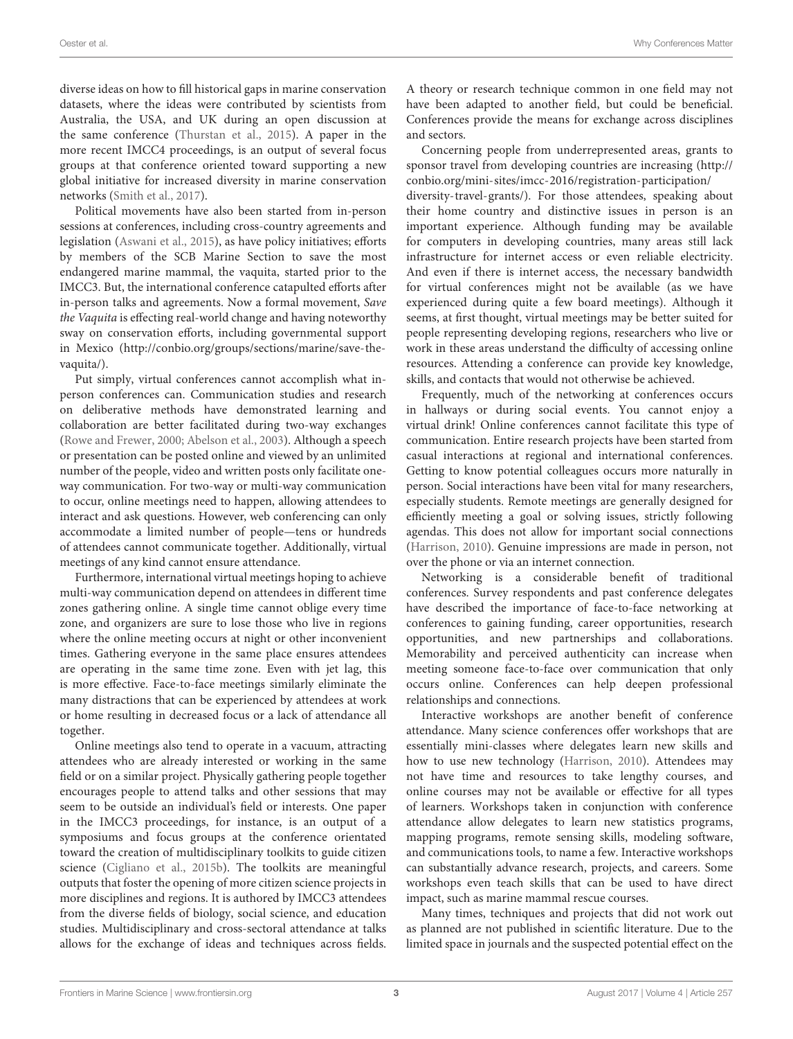diverse ideas on how to fill historical gaps in marine conservation datasets, where the ideas were contributed by scientists from Australia, the USA, and UK during an open discussion at the same conference (Thurstan et al., 2015). A paper in the more recent IMCC4 proceedings, is an output of several focus groups at that conference oriented toward supporting a new global initiative for increased diversity in marine conservation networks (Smith et al., 2017).

Political movements have also been started from in-person sessions at conferences, including cross-country agreements and legislation (Aswani et al., 2015), as have policy initiatives; efforts by members of the SCB Marine Section to save the most endangered marine mammal, the vaquita, started prior to the IMCC3. But, the international conference catapulted efforts after in-person talks and agreements. Now a formal movement, *Save the Vaquita* is effecting real-world change and having noteworthy sway on conservation efforts, including governmental support in Mexico (http://conbio.org/groups/sections/marine/save-the-vaquita/).

Put simply, virtual conferences cannot accomplish what in-person conferences can. Communication studies and research on deliberative methods have demonstrated learning and collaboration are better facilitated during two-way exchanges (Rowe and Frewer, 2000; Abelson et al., 2003). Although a speech or presentation can be posted online and viewed by an unlimited number of the people, video and written posts only facilitate one-way communication. For two-way or multi-way communication to occur, online meetings need to happen, allowing attendees to interact and ask questions. However, web conferencing can only accommodate a limited number of people—tens or hundreds of attendees cannot communicate together. Additionally, virtual meetings of any kind cannot ensure attendance.

Furthermore, international virtual meetings hoping to achieve multi-way communication depend on attendees in different time zones gathering online. A single time cannot oblige every time zone, and organizers are sure to lose those who live in regions where the online meeting occurs at night or other inconvenient times. Gathering everyone in the same place ensures attendees are operating in the same time zone. Even with jet lag, this is more effective. Face-to-face meetings similarly eliminate the many distractions that can be experienced by attendees at work or home resulting in decreased focus or a lack of attendance all together.

Online meetings also tend to operate in a vacuum, attracting attendees who are already interested or working in the same field or on a similar project. Physically gathering people together encourages people to attend talks and other sessions that may seem to be outside an individual's field or interests. One paper in the IMCC3 proceedings, for instance, is an output of a symposiums and focus groups at the conference orientated toward the creation of multidisciplinary toolkits to guide citizen science (Cigliano et al., 2015b). The toolkits are meaningful outputs that foster the opening of more citizen science projects in more disciplines and regions. It is authored by IMCC3 attendees from the diverse fields of biology, social science, and education studies. Multidisciplinary and cross-sectoral attendance at talks allows for the exchange of ideas and techniques across fields. A theory or research technique common in one field may not have been adapted to another field, but could be beneficial. Conferences provide the means for exchange across disciplines and sectors.

Concerning people from underrepresented areas, grants to sponsor travel from developing countries are increasing (http://conbio.org/mini-sites/imcc-2016/registration-participation/diversity-travel-grants/). For those attendees, speaking about their home country and distinctive issues in person is an important experience. Although funding may be available for computers in developing countries, many areas still lack infrastructure for internet access or even reliable electricity. And even if there is internet access, the necessary bandwidth for virtual conferences might not be available (as we have experienced during quite a few board meetings). Although it seems, at first thought, virtual meetings may be better suited for people representing developing regions, researchers who live or work in these areas understand the difficulty of accessing online resources. Attending a conference can provide key knowledge, skills, and contacts that would not otherwise be achieved.

Frequently, much of the networking at conferences occurs in hallways or during social events. You cannot enjoy a virtual drink! Online conferences cannot facilitate this type of communication. Entire research projects have been started from casual interactions at regional and international conferences. Getting to know potential colleagues occurs more naturally in person. Social interactions have been vital for many researchers, especially students. Remote meetings are generally designed for efficiently meeting a goal or solving issues, strictly following agendas. This does not allow for important social connections (Harrison, 2010). Genuine impressions are made in person, not over the phone or via an internet connection.

Networking is a considerable benefit of traditional conferences. Survey respondents and past conference delegates have described the importance of face-to-face networking at conferences to gaining funding, career opportunities, research opportunities, and new partnerships and collaborations. Memorability and perceived authenticity can increase when meeting someone face-to-face over communication that only occurs online. Conferences can help deepen professional relationships and connections.

Interactive workshops are another benefit of conference attendance. Many science conferences offer workshops that are essentially mini-classes where delegates learn new skills and how to use new technology (Harrison, 2010). Attendees may not have time and resources to take lengthy courses, and online courses may not be available or effective for all types of learners. Workshops taken in conjunction with conference attendance allow delegates to learn new statistics programs, mapping programs, remote sensing skills, modeling software, and communications tools, to name a few. Interactive workshops can substantially advance research, projects, and careers. Some workshops even teach skills that can be used to have direct impact, such as marine mammal rescue courses.

Many times, techniques and projects that did not work out as planned are not published in scientific literature. Due to the limited space in journals and the suspected potential effect on the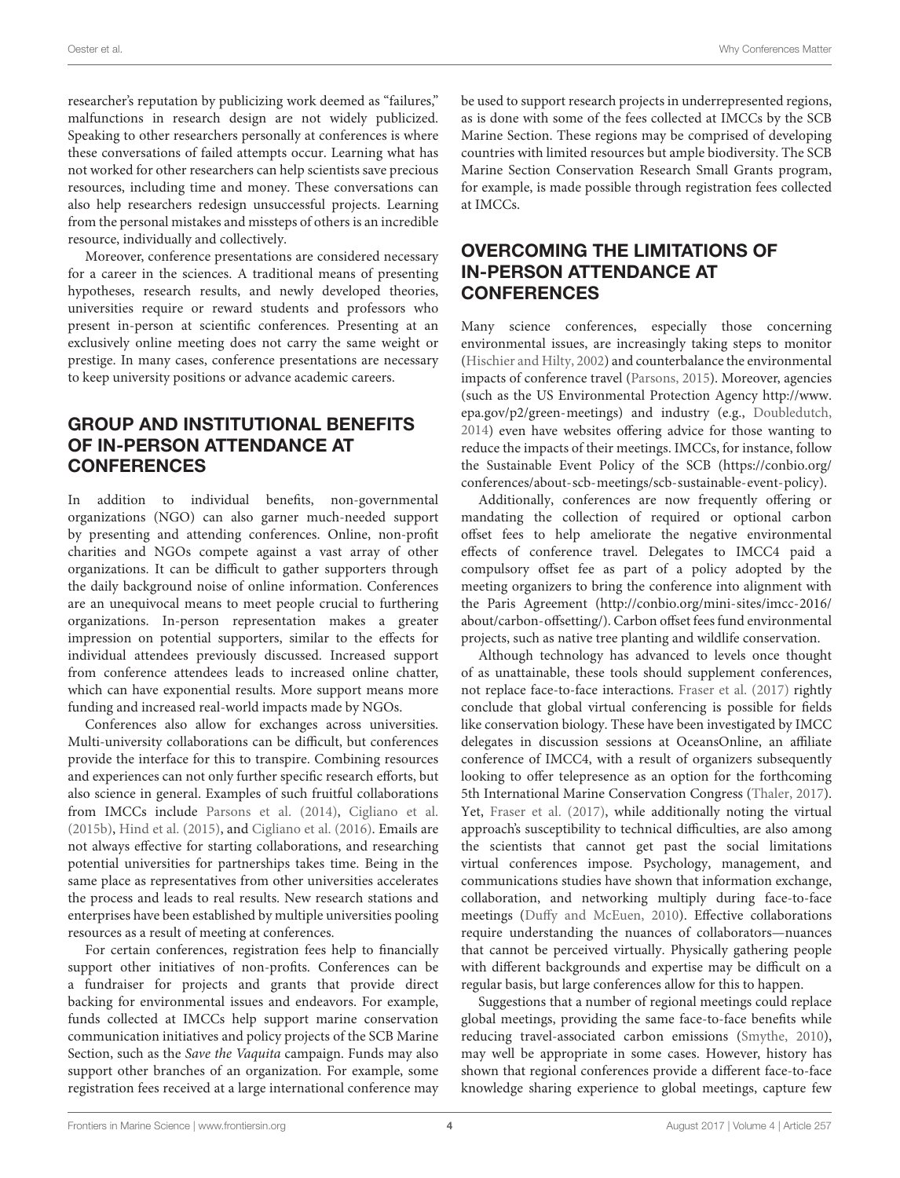researcher's reputation by publicizing work deemed as "failures," malfunctions in research design are not widely publicized. Speaking to other researchers personally at conferences is where these conversations of failed attempts occur. Learning what has not worked for other researchers can help scientists save precious resources, including time and money. These conversations can also help researchers redesign unsuccessful projects. Learning from the personal mistakes and missteps of others is an incredible resource, individually and collectively.

Moreover, conference presentations are considered necessary for a career in the sciences. A traditional means of presenting hypotheses, research results, and newly developed theories, universities require or reward students and professors who present in-person at scientific conferences. Presenting at an exclusively online meeting does not carry the same weight or prestige. In many cases, conference presentations are necessary to keep university positions or advance academic careers.

## GROUP AND INSTITUTIONAL BENEFITS OF IN-PERSON ATTENDANCE AT CONFERENCES

In addition to individual benefits, non-governmental organizations (NGO) can also garner much-needed support by presenting and attending conferences. Online, non-profit charities and NGOs compete against a vast array of other organizations. It can be difficult to gather supporters through the daily background noise of online information. Conferences are an unequivocal means to meet people crucial to furthering organizations. In-person representation makes a greater impression on potential supporters, similar to the effects for individual attendees previously discussed. Increased support from conference attendees leads to increased online chatter, which can have exponential results. More support means more funding and increased real-world impacts made by NGOs.

Conferences also allow for exchanges across universities. Multi-university collaborations can be difficult, but conferences provide the interface for this to transpire. Combining resources and experiences can not only further specific research efforts, but also science in general. Examples of such fruitful collaborations from IMCCs include Parsons et al. (2014), Cigliano et al. (2015b), Hind et al. (2015), and Cigliano et al. (2016). Emails are not always effective for starting collaborations, and researching potential universities for partnerships takes time. Being in the same place as representatives from other universities accelerates the process and leads to real results. New research stations and enterprises have been established by multiple universities pooling resources as a result of meeting at conferences.

For certain conferences, registration fees help to financially support other initiatives of non-profits. Conferences can be a fundraiser for projects and grants that provide direct backing for environmental issues and endeavors. For example, funds collected at IMCCs help support marine conservation communication initiatives and policy projects of the SCB Marine Section, such as the *Save the Vaquita* campaign. Funds may also support other branches of an organization. For example, some registration fees received at a large international conference may be used to support research projects in underrepresented regions, as is done with some of the fees collected at IMCCs by the SCB Marine Section. These regions may be comprised of developing countries with limited resources but ample biodiversity. The SCB Marine Section Conservation Research Small Grants program, for example, is made possible through registration fees collected at IMCCs.

## OVERCOMING THE LIMITATIONS OF IN-PERSON ATTENDANCE AT CONFERENCES

Many science conferences, especially those concerning environmental issues, are increasingly taking steps to monitor (Hischier and Hilty, 2002) and counterbalance the environmental impacts of conference travel (Parsons, 2015). Moreover, agencies (such as the US Environmental Protection Agency http://www.epa.gov/p2/green-meetings) and industry (e.g., Doubledutch, 2014) even have websites offering advice for those wanting to reduce the impacts of their meetings. IMCCs, for instance, follow the Sustainable Event Policy of the SCB (https://conbio.org/conferences/about-scb-meetings/scb-sustainable-event-policy).

Additionally, conferences are now frequently offering or mandating the collection of required or optional carbon offset fees to help ameliorate the negative environmental effects of conference travel. Delegates to IMCC4 paid a compulsory offset fee as part of a policy adopted by the meeting organizers to bring the conference into alignment with the Paris Agreement (http://conbio.org/mini-sites/imcc-2016/about/carbon-offsetting/). Carbon offset fees fund environmental projects, such as native tree planting and wildlife conservation.

Although technology has advanced to levels once thought of as unattainable, these tools should supplement conferences, not replace face-to-face interactions. Fraser et al. (2017) rightly conclude that global virtual conferencing is possible for fields like conservation biology. These have been investigated by IMCC delegates in discussion sessions at OceansOnline, an affiliate conference of IMCC4, with a result of organizers subsequently looking to offer telepresence as an option for the forthcoming 5th International Marine Conservation Congress (Thaler, 2017). Yet, Fraser et al. (2017), while additionally noting the virtual approach's susceptibility to technical difficulties, are also among the scientists that cannot get past the social limitations virtual conferences impose. Psychology, management, and communications studies have shown that information exchange, collaboration, and networking multiply during face-to-face meetings (Duffy and McEuen, 2010). Effective collaborations require understanding the nuances of collaborators—nuances that cannot be perceived virtually. Physically gathering people with different backgrounds and expertise may be difficult on a regular basis, but large conferences allow for this to happen.

Suggestions that a number of regional meetings could replace global meetings, providing the same face-to-face benefits while reducing travel-associated carbon emissions (Smythe, 2010), may well be appropriate in some cases. However, history has shown that regional conferences provide a different face-to-face knowledge sharing experience to global meetings, capture few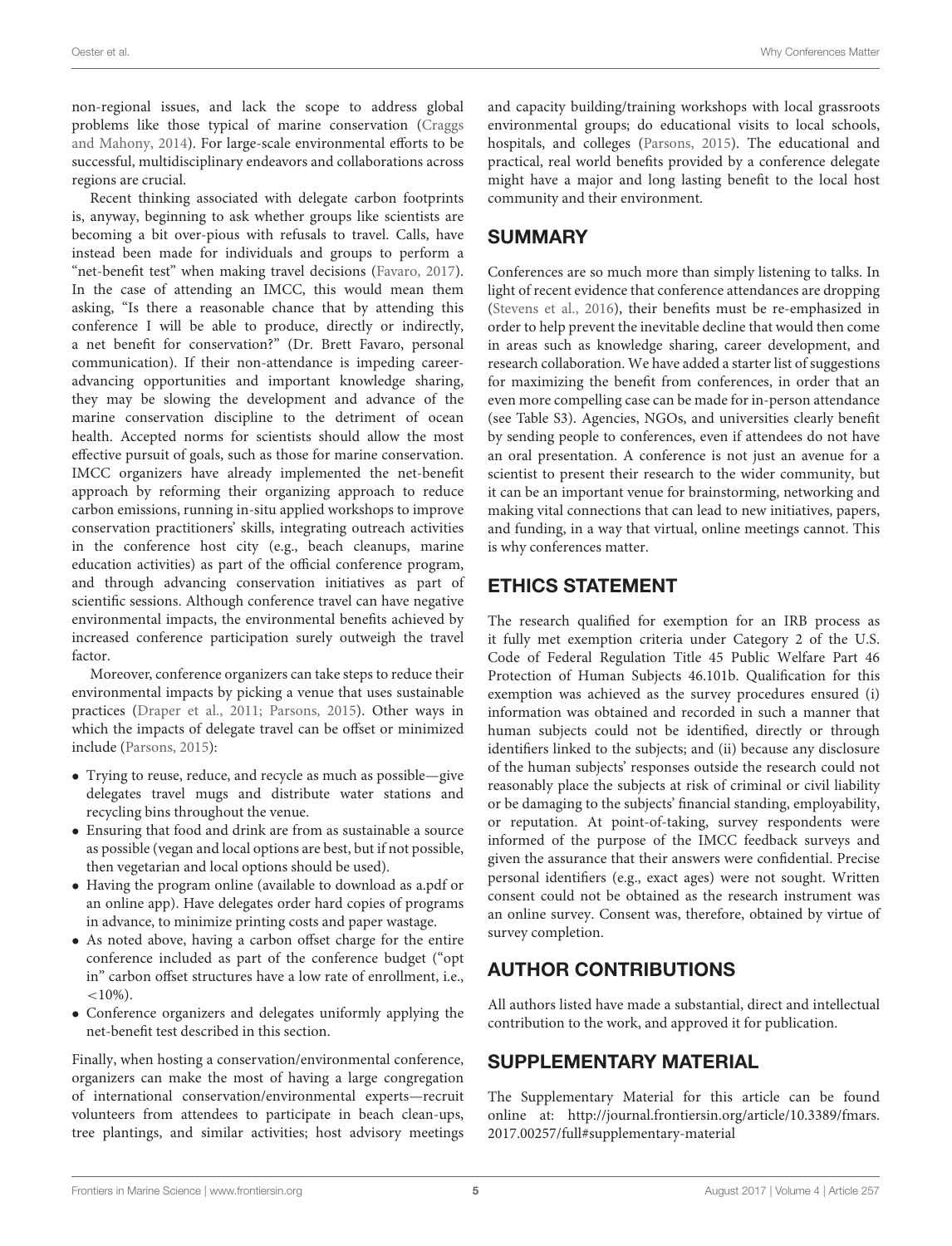non-regional issues, and lack the scope to address global problems like those typical of marine conservation (Craggs and Mahony, 2014). For large-scale environmental efforts to be successful, multidisciplinary endeavors and collaborations across regions are crucial.

Recent thinking associated with delegate carbon footprints is, anyway, beginning to ask whether groups like scientists are becoming a bit over-pious with refusals to travel. Calls, have instead been made for individuals and groups to perform a "net-benefit test" when making travel decisions (Favaro, 2017). In the case of attending an IMCC, this would mean them asking, "Is there a reasonable chance that by attending this conference I will be able to produce, directly or indirectly, a net benefit for conservation?" (Dr. Brett Favaro, personal communication). If their non-attendance is impeding career-advancing opportunities and important knowledge sharing, they may be slowing the development and advance of the marine conservation discipline to the detriment of ocean health. Accepted norms for scientists should allow the most effective pursuit of goals, such as those for marine conservation. IMCC organizers have already implemented the net-benefit approach by reforming their organizing approach to reduce carbon emissions, running in-situ applied workshops to improve conservation practitioners' skills, integrating outreach activities in the conference host city (e.g., beach cleanups, marine education activities) as part of the official conference program, and through advancing conservation initiatives as part of scientific sessions. Although conference travel can have negative environmental impacts, the environmental benefits achieved by increased conference participation surely outweigh the travel factor.

Moreover, conference organizers can take steps to reduce their environmental impacts by picking a venue that uses sustainable practices (Draper et al., 2011; Parsons, 2015). Other ways in which the impacts of delegate travel can be offset or minimized include (Parsons, 2015):

- Trying to reuse, reduce, and recycle as much as possible—give delegates travel mugs and distribute water stations and recycling bins throughout the venue.
- Ensuring that food and drink are from as sustainable a source as possible (vegan and local options are best, but if not possible, then vegetarian and local options should be used).
- Having the program online (available to download as a.pdf or an online app). Have delegates order hard copies of programs in advance, to minimize printing costs and paper wastage.
- As noted above, having a carbon offset charge for the entire conference included as part of the conference budget ("opt in" carbon offset structures have a low rate of enrollment, i.e., <10%).
- Conference organizers and delegates uniformly applying the net-benefit test described in this section.

Finally, when hosting a conservation/environmental conference, organizers can make the most of having a large congregation of international conservation/environmental experts—recruit volunteers from attendees to participate in beach clean-ups, tree plantings, and similar activities; host advisory meetings and capacity building/training workshops with local grassroots environmental groups; do educational visits to local schools, hospitals, and colleges (Parsons, 2015). The educational and practical, real world benefits provided by a conference delegate might have a major and long lasting benefit to the local host community and their environment.

## SUMMARY

Conferences are so much more than simply listening to talks. In light of recent evidence that conference attendances are dropping (Stevens et al., 2016), their benefits must be re-emphasized in order to help prevent the inevitable decline that would then come in areas such as knowledge sharing, career development, and research collaboration. We have added a starter list of suggestions for maximizing the benefit from conferences, in order that an even more compelling case can be made for in-person attendance (see Table S3). Agencies, NGOs, and universities clearly benefit by sending people to conferences, even if attendees do not have an oral presentation. A conference is not just an avenue for a scientist to present their research to the wider community, but it can be an important venue for brainstorming, networking and making vital connections that can lead to new initiatives, papers, and funding, in a way that virtual, online meetings cannot. This is why conferences matter.

## ETHICS STATEMENT

The research qualified for exemption for an IRB process as it fully met exemption criteria under Category 2 of the U.S. Code of Federal Regulation Title 45 Public Welfare Part 46 Protection of Human Subjects 46.101b. Qualification for this exemption was achieved as the survey procedures ensured (i) information was obtained and recorded in such a manner that human subjects could not be identified, directly or through identifiers linked to the subjects; and (ii) because any disclosure of the human subjects' responses outside the research could not reasonably place the subjects at risk of criminal or civil liability or be damaging to the subjects' financial standing, employability, or reputation. At point-of-taking, survey respondents were informed of the purpose of the IMCC feedback surveys and given the assurance that their answers were confidential. Precise personal identifiers (e.g., exact ages) were not sought. Written consent could not be obtained as the research instrument was an online survey. Consent was, therefore, obtained by virtue of survey completion.

## AUTHOR CONTRIBUTIONS

All authors listed have made a substantial, direct and intellectual contribution to the work, and approved it for publication.

## SUPPLEMENTARY MATERIAL

The Supplementary Material for this article can be found online at: http://journal.frontiersin.org/article/10.3389/fmars.2017.00257/full#supplementary-material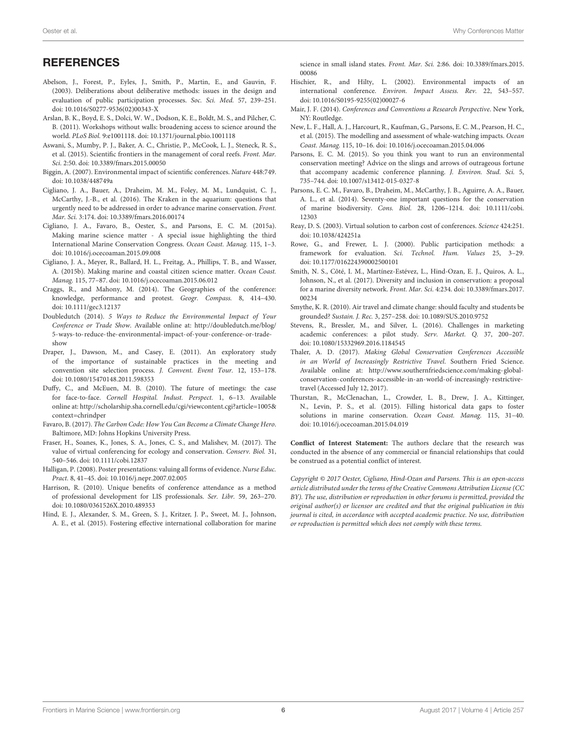## REFERENCES

Abelson, J., Forest, P., Eyles, J., Smith, P., Martin, E., and Gauvin, F. (2003). Deliberations about deliberative methods: issues in the design and evaluation of public participation processes. *Soc. Sci. Med.* 57, 239–251. doi: 10.1016/S0277-9536(02)00343-X

Arslan, B. K., Boyd, E. S., Dolci, W. W., Dodson, K. E., Boldt, M. S., and Pilcher, C. B. (2011). Workshops without walls: broadening access to science around the world. *PLoS Biol.* 9:e1001118. doi: 10.1371/journal.pbio.1001118

Aswani, S., Mumby, P. J., Baker, A. C., Christie, P., McCook, L. J., Steneck, R. S., et al. (2015). Scientific frontiers in the management of coral reefs. *Front. Mar. Sci.* 2:50. doi: 10.3389/fmars.2015.00050

Biggin, A. (2007). Environmental impact of scientific conferences. *Nature* 448:749. doi: 10.1038/448749a

Cigliano, J. A., Bauer, A., Draheim, M. M., Foley, M. M., Lundquist, C. J., McCarthy, J.-B., et al. (2016). The Kraken in the aquarium: questions that urgently need to be addressed in order to advance marine conservation. *Front. Mar. Sci.* 3:174. doi: 10.3389/fmars.2016.00174

Cigliano, J. A., Favaro, B., Oester, S., and Parsons, E. C. M. (2015a). Making marine science matter - A special issue highlighting the third International Marine Conservation Congress. *Ocean Coast. Manag.* 115, 1–3. doi: 10.1016/j.ocecoaman.2015.09.008

Cigliano, J. A., Meyer, R., Ballard, H. L., Freitag, A., Phillips, T. B., and Wasser, A. (2015b). Making marine and coastal citizen science matter. *Ocean Coast. Manag.* 115, 77–87. doi: 10.1016/j.ocecoaman.2015.06.012

Craggs, R., and Mahony, M. (2014). The Geographies of the conference: knowledge, performance and protest. *Geogr. Compass.* 8, 414–430. doi: 10.1111/gec3.12137

Doubledutch (2014). *5 Ways to Reduce the Environmental Impact of Your Conference or Trade Show*. Available online at: http://doubledutch.me/blog/5-ways-to-reduce-the-environmental-impact-of-your-conference-or-trade-show

Draper, J., Dawson, M., and Casey, E. (2011). An exploratory study of the importance of sustainable practices in the meeting and convention site selection process. *J. Convent. Event Tour.* 12, 153–178. doi: 10.1080/15470148.2011.598353

Duffy, C., and McEuen, M. B. (2010). The future of meetings: the case for face-to-face. *Cornell Hospital. Indust. Perspect.* 1, 6–13. Available online at: http://scholarship.sha.cornell.edu/cgi/viewcontent.cgi?article=1005&context=chrindper

Favaro, B. (2017). *The Carbon Code: How You Can Become a Climate Change Hero*. Baltimore, MD: Johns Hopkins University Press.

Fraser, H., Soanes, K., Jones, S. A., Jones, C. S., and Malishev, M. (2017). The value of virtual conferencing for ecology and conservation. *Conserv. Biol.* 31, 540–546. doi: 10.1111/cobi.12837

Halligan, P. (2008). Poster presentations: valuing all forms of evidence. *Nurse Educ. Pract.* 8, 41–45. doi: 10.1016/j.nepr.2007.02.005

Harrison, R. (2010). Unique benefits of conference attendance as a method of professional development for LIS professionals. *Ser. Libr.* 59, 263–270. doi: 10.1080/0361526X.2010.489353

Hind, E. J., Alexander, S. M., Green, S. J., Kritzer, J. P., Sweet, M. J., Johnson, A. E., et al. (2015). Fostering effective international collaboration for marine science in small island states. *Front. Mar. Sci.* 2:86. doi: 10.3389/fmars.2015.00086

Hischier, R., and Hilty, L. (2002). Environmental impacts of an international conference. *Environ. Impact Assess. Rev.* 22, 543–557. doi: 10.1016/S0195-9255(02)00027-6

Mair, J. F. (2014). *Conferences and Conventions a Research Perspective*. New York, NY: Routledge.

New, L. F., Hall, A. J., Harcourt, R., Kaufman, G., Parsons, E. C. M., Pearson, H. C., et al. (2015). The modelling and assessment of whale-watching impacts. *Ocean Coast. Manag.* 115, 10–16. doi: 10.1016/j.ocecoaman.2015.04.006

Parsons, E. C. M. (2015). So you think you want to run an environmental conservation meeting? Advice on the slings and arrows of outrageous fortune that accompany academic conference planning. *J. Environ. Stud. Sci.* 5, 735–744. doi: 10.1007/s13412-015-0327-8

Parsons, E. C. M., Favaro, B., Draheim, M., McCarthy, J. B., Aguirre, A. A., Bauer, A. L., et al. (2014). Seventy-one important questions for the conservation of marine biodiversity. *Cons. Biol.* 28, 1206–1214. doi: 10.1111/cobi.12303

Reay, D. S. (2003). Virtual solution to carbon cost of conferences. *Science* 424:251. doi: 10.1038/424251a

Rowe, G., and Frewer, L. J. (2000). Public participation methods: a framework for evaluation. *Sci. Technol. Hum. Values* 25, 3–29. doi: 10.1177/016224390002500101

Smith, N. S., Côté, I. M., Martínez-Estévez, L., Hind-Ozan, E. J., Quiros, A. L., Johnson, N., et al. (2017). Diversity and inclusion in conservation: a proposal for a marine diversity network. *Front. Mar. Sci.* 4:234. doi: 10.3389/fmars.2017.00234

Smythe, K. R. (2010). Air travel and climate change: should faculty and students be grounded? *Sustain. J. Rec.* 3, 257–258. doi: 10.1089/SUS.2010.9752

Stevens, R., Bressler, M., and Silver, L. (2016). Challenges in marketing academic conferences: a pilot study. *Serv. Market. Q.* 37, 200–207. doi: 10.1080/15332969.2016.1184545

Thaler, A. D. (2017). *Making Global Conservation Conferences Accessible in an World of Increasingly Restrictive Travel*. Southern Fried Science. Available online at: http://www.southernfriedscience.com/making-global-conservation-conferences-accessible-in-an-world-of-increasingly-restrictive-travel (Accessed July 12, 2017).

Thurstan, R., McClenachan, L., Crowder, L. B., Drew, J. A., Kittinger, N., Levin, P. S., et al. (2015). Filling historical data gaps to foster solutions in marine conservation. *Ocean Coast. Manag.* 115, 31–40. doi: 10.1016/j.ocecoaman.2015.04.019

**Conflict of Interest Statement:** The authors declare that the research was conducted in the absence of any commercial or financial relationships that could be construed as a potential conflict of interest.

*Copyright © 2017 Oester, Cigliano, Hind-Ozan and Parsons. This is an open-access article distributed under the terms of the Creative Commons Attribution License (CC BY). The use, distribution or reproduction in other forums is permitted, provided the original author(s) or licensor are credited and that the original publication in this journal is cited, in accordance with accepted academic practice. No use, distribution or reproduction is permitted which does not comply with these terms.*